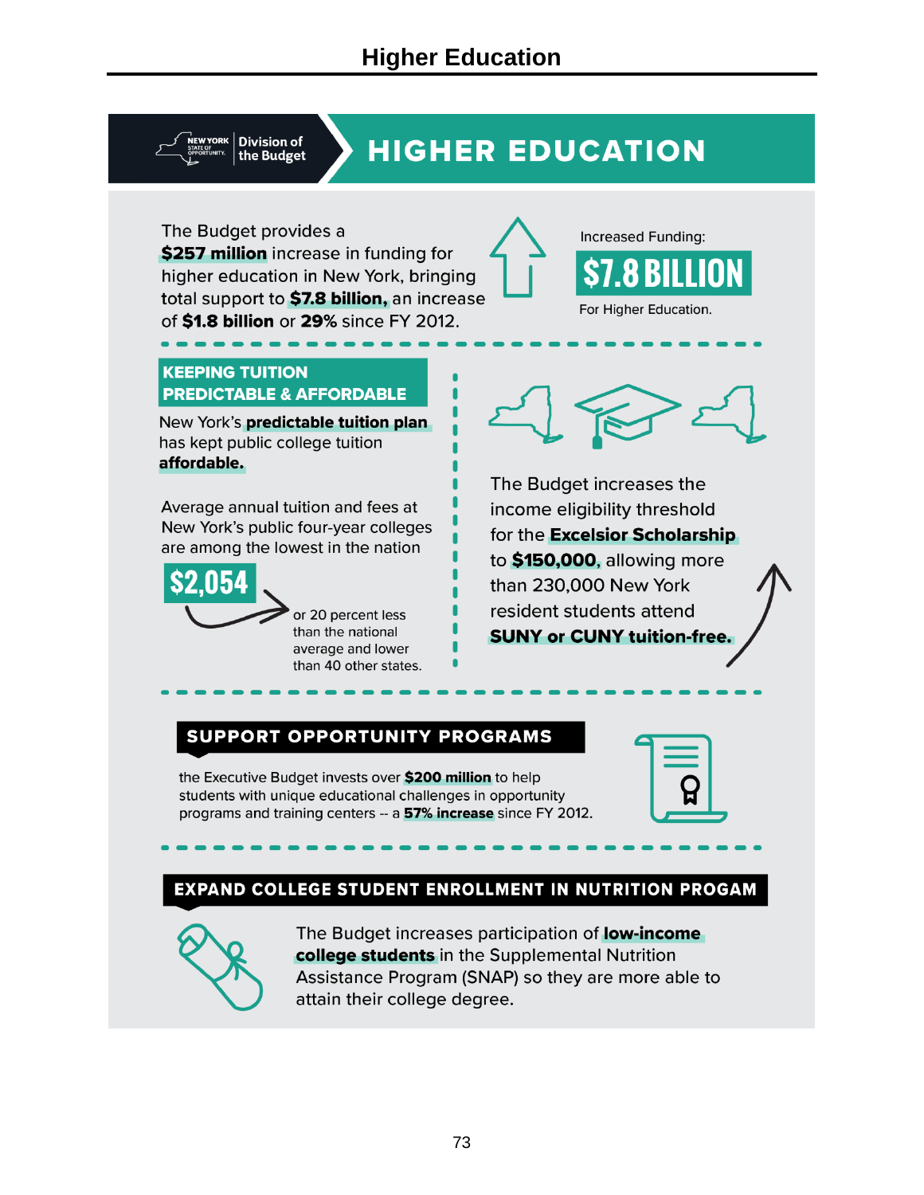# Higher Education

New York State of Opportunity | Division of the Budget

## HIGHER EDUCATION

The Budget provides a **$257 million** increase in funding for higher education in New York, bringing total support to **$7.8 billion,** an increase of **$1.8 billion** or **29%** since FY 2012.

Increased Funding:

**$7.8 BILLION**

For Higher Education.

### KEEPING TUITION PREDICTABLE & AFFORDABLE

New York's **predictable tuition plan** has kept public college tuition **affordable.**

Average annual tuition and fees at New York's public four-year colleges are among the lowest in the nation

**$2,054**

or 20 percent less than the national average and lower than 40 other states.

The Budget increases the income eligibility threshold for the **Excelsior Scholarship** to **$150,000**, allowing more than 230,000 New York resident students attend **SUNY or CUNY tuition-free.**

### SUPPORT OPPORTUNITY PROGRAMS

the Executive Budget invests over **$200 million** to help students with unique educational challenges in opportunity programs and training centers -- a **57% increase** since FY 2012.

### EXPAND COLLEGE STUDENT ENROLLMENT IN NUTRITION PROGAM

The Budget increases participation of **low-income college students** in the Supplemental Nutrition Assistance Program (SNAP) so they are more able to attain their college degree.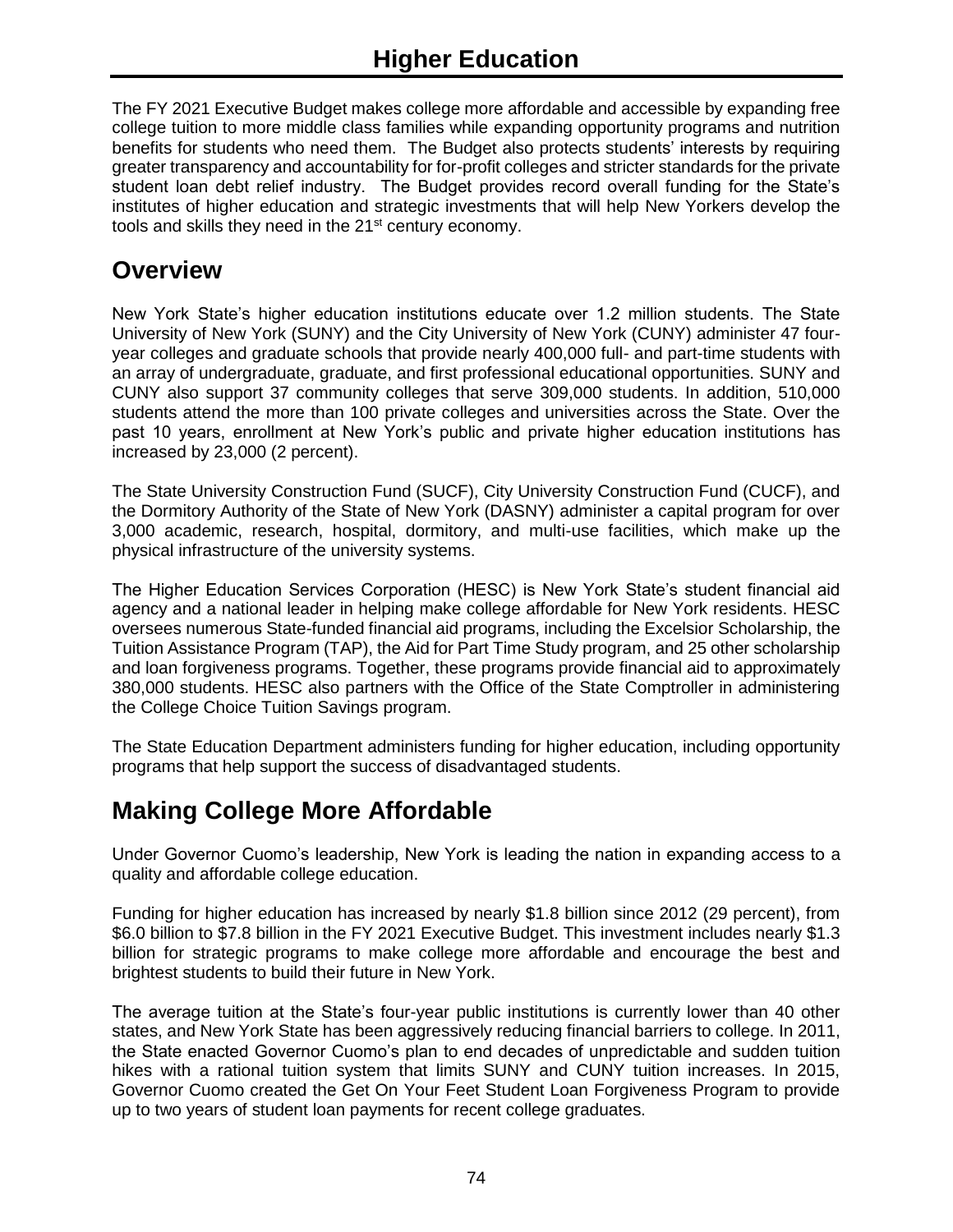# Higher Education

The FY 2021 Executive Budget makes college more affordable and accessible by expanding free college tuition to more middle class families while expanding opportunity programs and nutrition benefits for students who need them. The Budget also protects students' interests by requiring greater transparency and accountability for for-profit colleges and stricter standards for the private student loan debt relief industry. The Budget provides record overall funding for the State's institutes of higher education and strategic investments that will help New Yorkers develop the tools and skills they need in the 21st century economy.

## Overview

New York State's higher education institutions educate over 1.2 million students. The State University of New York (SUNY) and the City University of New York (CUNY) administer 47 four-year colleges and graduate schools that provide nearly 400,000 full- and part-time students with an array of undergraduate, graduate, and first professional educational opportunities. SUNY and CUNY also support 37 community colleges that serve 309,000 students. In addition, 510,000 students attend the more than 100 private colleges and universities across the State. Over the past 10 years, enrollment at New York's public and private higher education institutions has increased by 23,000 (2 percent).

The State University Construction Fund (SUCF), City University Construction Fund (CUCF), and the Dormitory Authority of the State of New York (DASNY) administer a capital program for over 3,000 academic, research, hospital, dormitory, and multi-use facilities, which make up the physical infrastructure of the university systems.

The Higher Education Services Corporation (HESC) is New York State's student financial aid agency and a national leader in helping make college affordable for New York residents. HESC oversees numerous State-funded financial aid programs, including the Excelsior Scholarship, the Tuition Assistance Program (TAP), the Aid for Part Time Study program, and 25 other scholarship and loan forgiveness programs. Together, these programs provide financial aid to approximately 380,000 students. HESC also partners with the Office of the State Comptroller in administering the College Choice Tuition Savings program.

The State Education Department administers funding for higher education, including opportunity programs that help support the success of disadvantaged students.

## Making College More Affordable

Under Governor Cuomo's leadership, New York is leading the nation in expanding access to a quality and affordable college education.

Funding for higher education has increased by nearly $1.8 billion since 2012 (29 percent), from $6.0 billion to $7.8 billion in the FY 2021 Executive Budget. This investment includes nearly $1.3 billion for strategic programs to make college more affordable and encourage the best and brightest students to build their future in New York.

The average tuition at the State's four-year public institutions is currently lower than 40 other states, and New York State has been aggressively reducing financial barriers to college. In 2011, the State enacted Governor Cuomo's plan to end decades of unpredictable and sudden tuition hikes with a rational tuition system that limits SUNY and CUNY tuition increases. In 2015, Governor Cuomo created the Get On Your Feet Student Loan Forgiveness Program to provide up to two years of student loan payments for recent college graduates.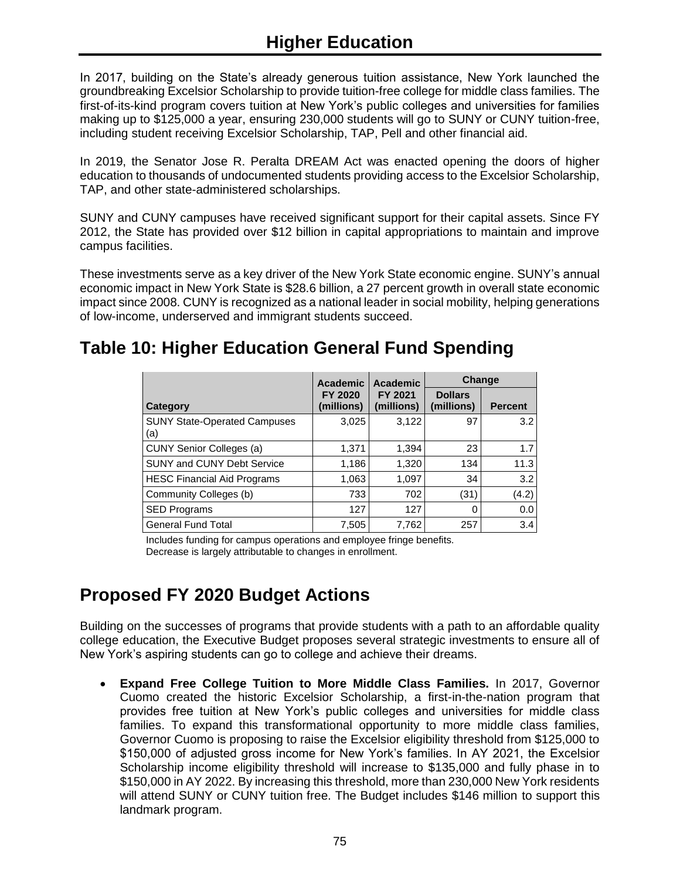# Higher Education

In 2017, building on the State's already generous tuition assistance, New York launched the groundbreaking Excelsior Scholarship to provide tuition-free college for middle class families. The first-of-its-kind program covers tuition at New York's public colleges and universities for families making up to $125,000 a year, ensuring 230,000 students will go to SUNY or CUNY tuition-free, including student receiving Excelsior Scholarship, TAP, Pell and other financial aid.

In 2019, the Senator Jose R. Peralta DREAM Act was enacted opening the doors of higher education to thousands of undocumented students providing access to the Excelsior Scholarship, TAP, and other state-administered scholarships.

SUNY and CUNY campuses have received significant support for their capital assets. Since FY 2012, the State has provided over $12 billion in capital appropriations to maintain and improve campus facilities.

These investments serve as a key driver of the New York State economic engine. SUNY's annual economic impact in New York State is $28.6 billion, a 27 percent growth in overall state economic impact since 2008. CUNY is recognized as a national leader in social mobility, helping generations of low-income, underserved and immigrant students succeed.

## Table 10: Higher Education General Fund Spending

| Category | Academic FY 2020 (millions) | Academic FY 2021 (millions) | Change | |
|---|---|---|---|---|
| | | | Dollars (millions) | Percent |
| SUNY State-Operated Campuses (a) | 3,025 | 3,122 | 97 | 3.2 |
| CUNY Senior Colleges (a) | 1,371 | 1,394 | 23 | 1.7 |
| SUNY and CUNY Debt Service | 1,186 | 1,320 | 134 | 11.3 |
| HESC Financial Aid Programs | 1,063 | 1,097 | 34 | 3.2 |
| Community Colleges (b) | 733 | 702 | (31) | (4.2) |
| SED Programs | 127 | 127 | 0 | 0.0 |
| General Fund Total | 7,505 | 7,762 | 257 | 3.4 |

Includes funding for campus operations and employee fringe benefits.
Decrease is largely attributable to changes in enrollment.

## Proposed FY 2020 Budget Actions

Building on the successes of programs that provide students with a path to an affordable quality college education, the Executive Budget proposes several strategic investments to ensure all of New York's aspiring students can go to college and achieve their dreams.

- **Expand Free College Tuition to More Middle Class Families.** In 2017, Governor Cuomo created the historic Excelsior Scholarship, a first-in-the-nation program that provides free tuition at New York's public colleges and universities for middle class families. To expand this transformational opportunity to more middle class families, Governor Cuomo is proposing to raise the Excelsior eligibility threshold from $125,000 to $150,000 of adjusted gross income for New York's families. In AY 2021, the Excelsior Scholarship income eligibility threshold will increase to $135,000 and fully phase in to $150,000 in AY 2022. By increasing this threshold, more than 230,000 New York residents will attend SUNY or CUNY tuition free. The Budget includes $146 million to support this landmark program.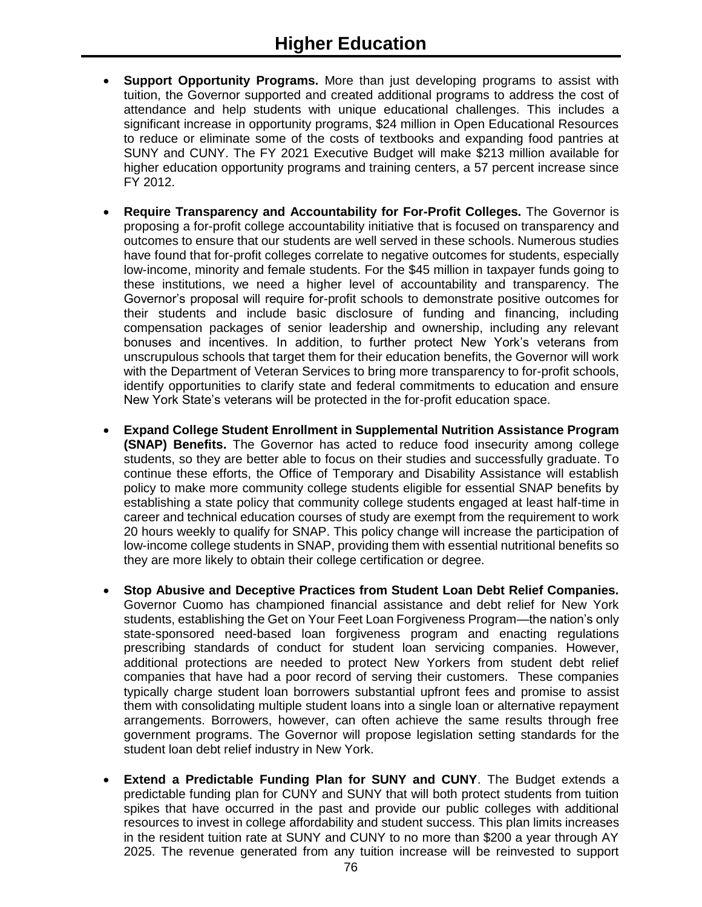# Higher Education

- **Support Opportunity Programs.** More than just developing programs to assist with tuition, the Governor supported and created additional programs to address the cost of attendance and help students with unique educational challenges. This includes a significant increase in opportunity programs, $24 million in Open Educational Resources to reduce or eliminate some of the costs of textbooks and expanding food pantries at SUNY and CUNY. The FY 2021 Executive Budget will make $213 million available for higher education opportunity programs and training centers, a 57 percent increase since FY 2012.

- **Require Transparency and Accountability for For-Profit Colleges.** The Governor is proposing a for-profit college accountability initiative that is focused on transparency and outcomes to ensure that our students are well served in these schools. Numerous studies have found that for-profit colleges correlate to negative outcomes for students, especially low-income, minority and female students. For the $45 million in taxpayer funds going to these institutions, we need a higher level of accountability and transparency. The Governor's proposal will require for-profit schools to demonstrate positive outcomes for their students and include basic disclosure of funding and financing, including compensation packages of senior leadership and ownership, including any relevant bonuses and incentives. In addition, to further protect New York's veterans from unscrupulous schools that target them for their education benefits, the Governor will work with the Department of Veteran Services to bring more transparency to for-profit schools, identify opportunities to clarify state and federal commitments to education and ensure New York State's veterans will be protected in the for-profit education space.

- **Expand College Student Enrollment in Supplemental Nutrition Assistance Program (SNAP) Benefits.** The Governor has acted to reduce food insecurity among college students, so they are better able to focus on their studies and successfully graduate. To continue these efforts, the Office of Temporary and Disability Assistance will establish policy to make more community college students eligible for essential SNAP benefits by establishing a state policy that community college students engaged at least half-time in career and technical education courses of study are exempt from the requirement to work 20 hours weekly to qualify for SNAP. This policy change will increase the participation of low-income college students in SNAP, providing them with essential nutritional benefits so they are more likely to obtain their college certification or degree.

- **Stop Abusive and Deceptive Practices from Student Loan Debt Relief Companies.** Governor Cuomo has championed financial assistance and debt relief for New York students, establishing the Get on Your Feet Loan Forgiveness Program—the nation's only state-sponsored need-based loan forgiveness program and enacting regulations prescribing standards of conduct for student loan servicing companies. However, additional protections are needed to protect New Yorkers from student debt relief companies that have had a poor record of serving their customers. These companies typically charge student loan borrowers substantial upfront fees and promise to assist them with consolidating multiple student loans into a single loan or alternative repayment arrangements. Borrowers, however, can often achieve the same results through free government programs. The Governor will propose legislation setting standards for the student loan debt relief industry in New York.

- **Extend a Predictable Funding Plan for SUNY and CUNY**. The Budget extends a predictable funding plan for CUNY and SUNY that will both protect students from tuition spikes that have occurred in the past and provide our public colleges with additional resources to invest in college affordability and student success. This plan limits increases in the resident tuition rate at SUNY and CUNY to no more than $200 a year through AY 2025. The revenue generated from any tuition increase will be reinvested to support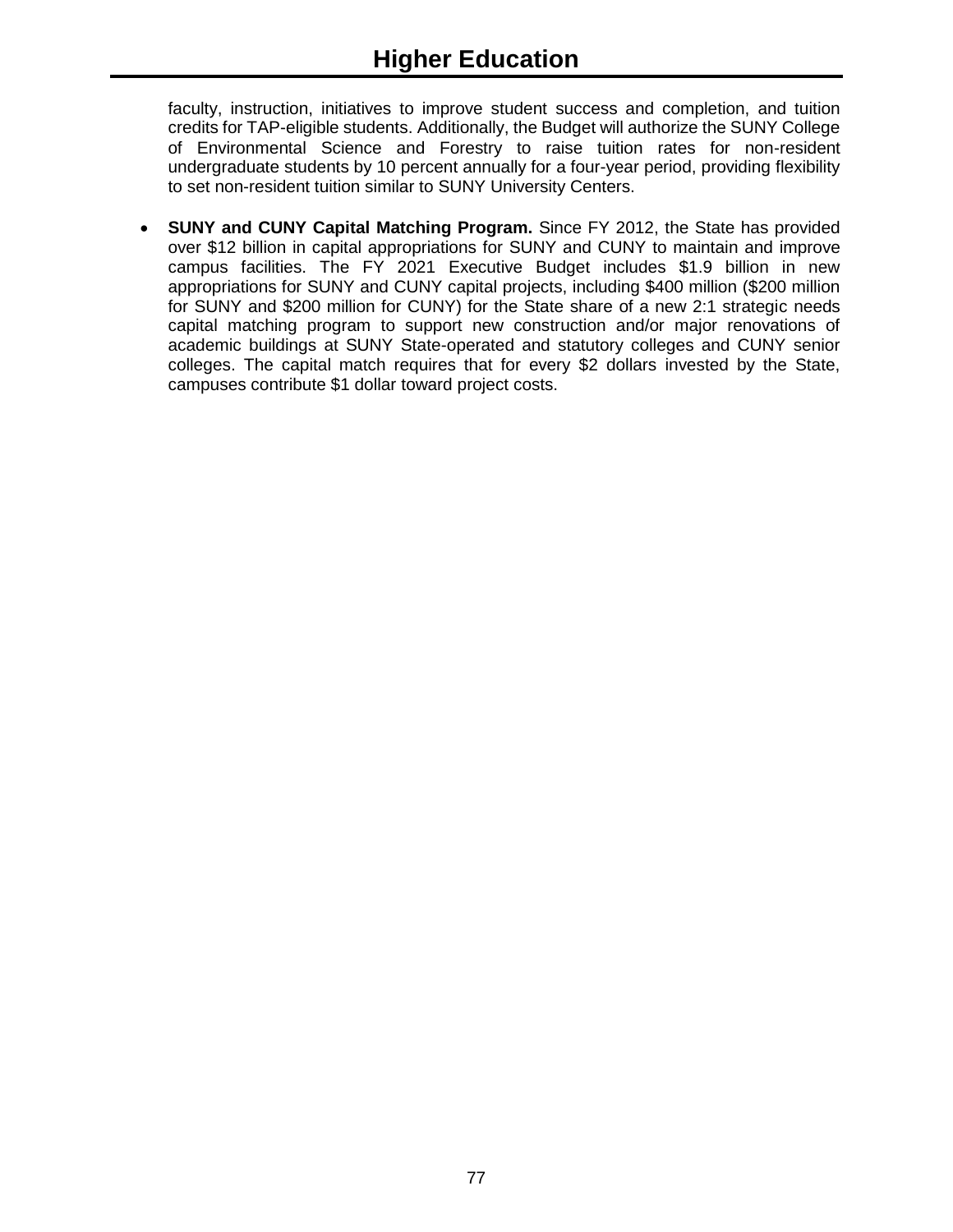faculty, instruction, initiatives to improve student success and completion, and tuition credits for TAP-eligible students. Additionally, the Budget will authorize the SUNY College of Environmental Science and Forestry to raise tuition rates for non-resident undergraduate students by 10 percent annually for a four-year period, providing flexibility to set non-resident tuition similar to SUNY University Centers.

- **SUNY and CUNY Capital Matching Program.** Since FY 2012, the State has provided over $12 billion in capital appropriations for SUNY and CUNY to maintain and improve campus facilities. The FY 2021 Executive Budget includes $1.9 billion in new appropriations for SUNY and CUNY capital projects, including $400 million ($200 million for SUNY and $200 million for CUNY) for the State share of a new 2:1 strategic needs capital matching program to support new construction and/or major renovations of academic buildings at SUNY State-operated and statutory colleges and CUNY senior colleges. The capital match requires that for every $2 dollars invested by the State, campuses contribute $1 dollar toward project costs.